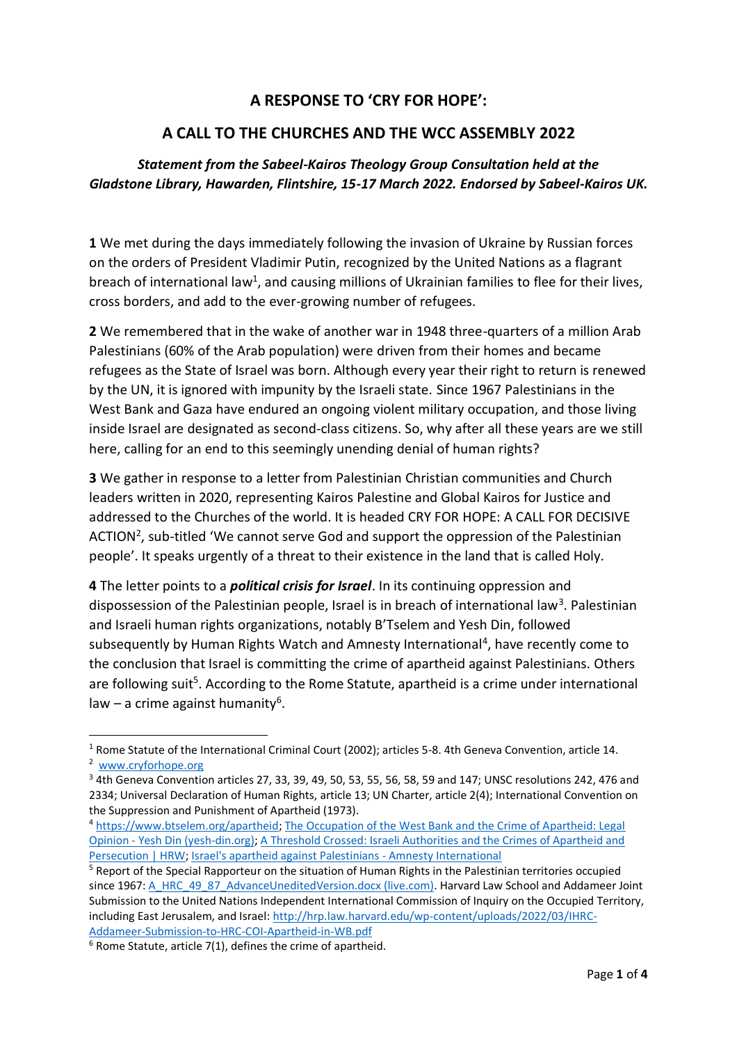# A RESPONSE TO 'CRY FOR HOPE':

# A CALL TO THE CHURCHES AND THE WCC ASSEMBLY 2022

***Statement from the Sabeel-Kairos Theology Group Consultation held at the Gladstone Library, Hawarden, Flintshire, 15-17 March 2022. Endorsed by Sabeel-Kairos UK.***

**1** We met during the days immediately following the invasion of Ukraine by Russian forces on the orders of President Vladimir Putin, recognized by the United Nations as a flagrant breach of international law[1], and causing millions of Ukrainian families to flee for their lives, cross borders, and add to the ever-growing number of refugees.

**2** We remembered that in the wake of another war in 1948 three-quarters of a million Arab Palestinians (60% of the Arab population) were driven from their homes and became refugees as the State of Israel was born. Although every year their right to return is renewed by the UN, it is ignored with impunity by the Israeli state. Since 1967 Palestinians in the West Bank and Gaza have endured an ongoing violent military occupation, and those living inside Israel are designated as second-class citizens. So, why after all these years are we still here, calling for an end to this seemingly unending denial of human rights?

**3** We gather in response to a letter from Palestinian Christian communities and Church leaders written in 2020, representing Kairos Palestine and Global Kairos for Justice and addressed to the Churches of the world. It is headed CRY FOR HOPE: A CALL FOR DECISIVE ACTION[2], sub-titled 'We cannot serve God and support the oppression of the Palestinian people'. It speaks urgently of a threat to their existence in the land that is called Holy.

**4** The letter points to a ***political crisis for Israel***. In its continuing oppression and dispossession of the Palestinian people, Israel is in breach of international law[3]. Palestinian and Israeli human rights organizations, notably B'Tselem and Yesh Din, followed subsequently by Human Rights Watch and Amnesty International[4], have recently come to the conclusion that Israel is committing the crime of apartheid against Palestinians. Others are following suit[5]. According to the Rome Statute, apartheid is a crime under international law – a crime against humanity[6].

---

[1] Rome Statute of the International Criminal Court (2002); articles 5-8. 4th Geneva Convention, article 14.

[2] www.cryforhope.org

[3] 4th Geneva Convention articles 27, 33, 39, 49, 50, 53, 55, 56, 58, 59 and 147; UNSC resolutions 242, 476 and 2334; Universal Declaration of Human Rights, article 13; UN Charter, article 2(4); International Convention on the Suppression and Punishment of Apartheid (1973).

[4] https://www.btselem.org/apartheid; The Occupation of the West Bank and the Crime of Apartheid: Legal Opinion - Yesh Din (yesh-din.org); A Threshold Crossed: Israeli Authorities and the Crimes of Apartheid and Persecution | HRW; Israel's apartheid against Palestinians - Amnesty International

[5] Report of the Special Rapporteur on the situation of Human Rights in the Palestinian territories occupied since 1967: A_HRC_49_87_AdvanceUneditedVersion.docx (live.com). Harvard Law School and Addameer Joint Submission to the United Nations Independent International Commission of Inquiry on the Occupied Territory, including East Jerusalem, and Israel: http://hrp.law.harvard.edu/wp-content/uploads/2022/03/IHRC-Addameer-Submission-to-HRC-COI-Apartheid-in-WB.pdf

[6] Rome Statute, article 7(1), defines the crime of apartheid.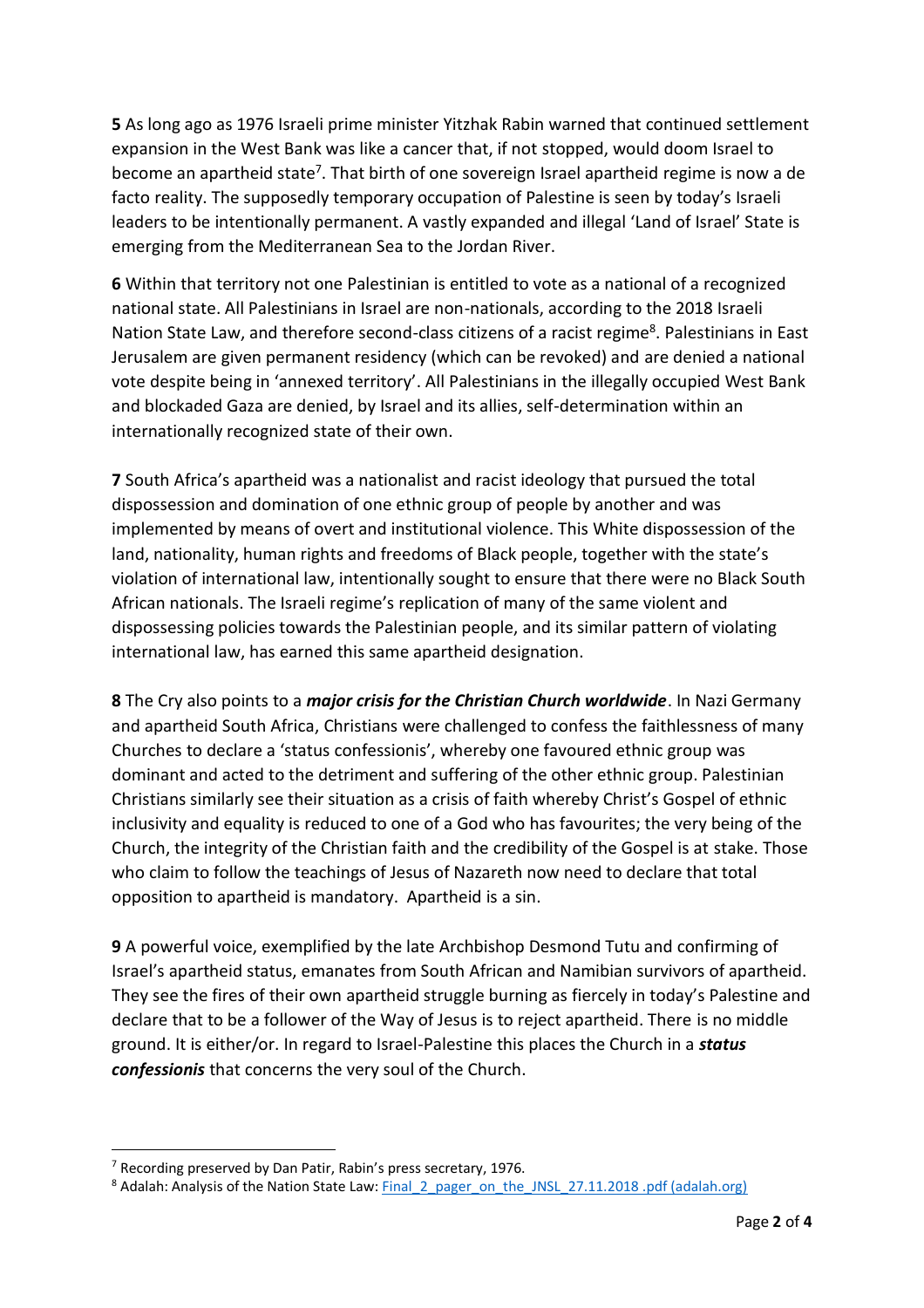**5** As long ago as 1976 Israeli prime minister Yitzhak Rabin warned that continued settlement expansion in the West Bank was like a cancer that, if not stopped, would doom Israel to become an apartheid state[7]. That birth of one sovereign Israel apartheid regime is now a de facto reality. The supposedly temporary occupation of Palestine is seen by today's Israeli leaders to be intentionally permanent. A vastly expanded and illegal 'Land of Israel' State is emerging from the Mediterranean Sea to the Jordan River.

**6** Within that territory not one Palestinian is entitled to vote as a national of a recognized national state. All Palestinians in Israel are non-nationals, according to the 2018 Israeli Nation State Law, and therefore second-class citizens of a racist regime[8]. Palestinians in East Jerusalem are given permanent residency (which can be revoked) and are denied a national vote despite being in 'annexed territory'. All Palestinians in the illegally occupied West Bank and blockaded Gaza are denied, by Israel and its allies, self-determination within an internationally recognized state of their own.

**7** South Africa's apartheid was a nationalist and racist ideology that pursued the total dispossession and domination of one ethnic group of people by another and was implemented by means of overt and institutional violence. This White dispossession of the land, nationality, human rights and freedoms of Black people, together with the state's violation of international law, intentionally sought to ensure that there were no Black South African nationals. The Israeli regime's replication of many of the same violent and dispossessing policies towards the Palestinian people, and its similar pattern of violating international law, has earned this same apartheid designation.

**8** The Cry also points to a ***major crisis for the Christian Church worldwide***. In Nazi Germany and apartheid South Africa, Christians were challenged to confess the faithlessness of many Churches to declare a 'status confessionis', whereby one favoured ethnic group was dominant and acted to the detriment and suffering of the other ethnic group. Palestinian Christians similarly see their situation as a crisis of faith whereby Christ's Gospel of ethnic inclusivity and equality is reduced to one of a God who has favourites; the very being of the Church, the integrity of the Christian faith and the credibility of the Gospel is at stake. Those who claim to follow the teachings of Jesus of Nazareth now need to declare that total opposition to apartheid is mandatory. Apartheid is a sin.

**9** A powerful voice, exemplified by the late Archbishop Desmond Tutu and confirming of Israel's apartheid status, emanates from South African and Namibian survivors of apartheid. They see the fires of their own apartheid struggle burning as fiercely in today's Palestine and declare that to be a follower of the Way of Jesus is to reject apartheid. There is no middle ground. It is either/or. In regard to Israel-Palestine this places the Church in a ***status confessionis*** that concerns the very soul of the Church.

---

[7] Recording preserved by Dan Patir, Rabin's press secretary, 1976.

[8] Adalah: Analysis of the Nation State Law: [Final_2_pager_on_the_JNSL_27.11.2018 .pdf (adalah.org)]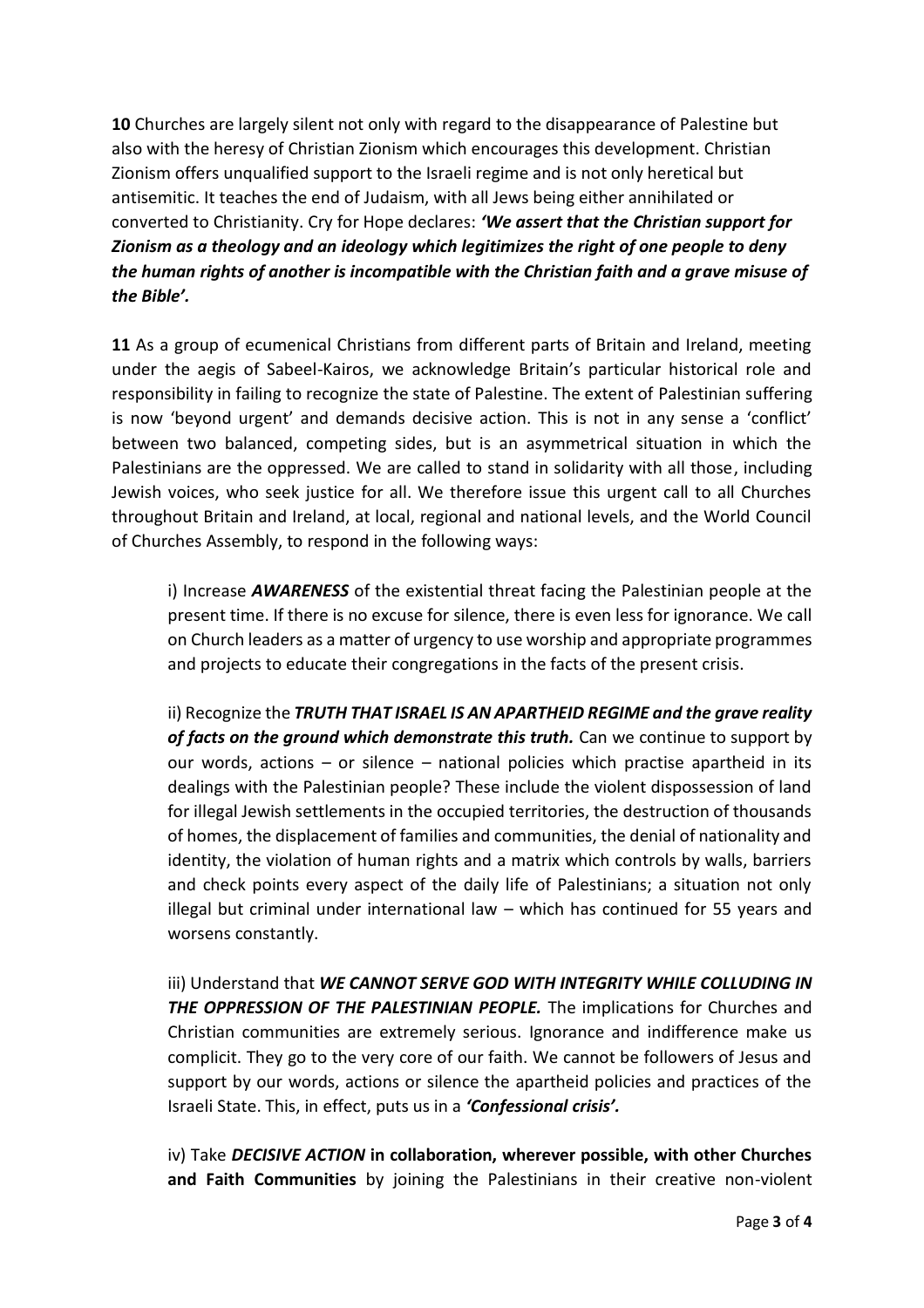**10** Churches are largely silent not only with regard to the disappearance of Palestine but also with the heresy of Christian Zionism which encourages this development. Christian Zionism offers unqualified support to the Israeli regime and is not only heretical but antisemitic. It teaches the end of Judaism, with all Jews being either annihilated or converted to Christianity. Cry for Hope declares: ***'We assert that the Christian support for Zionism as a theology and an ideology which legitimizes the right of one people to deny the human rights of another is incompatible with the Christian faith and a grave misuse of the Bible'.***

**11** As a group of ecumenical Christians from different parts of Britain and Ireland, meeting under the aegis of Sabeel-Kairos, we acknowledge Britain's particular historical role and responsibility in failing to recognize the state of Palestine. The extent of Palestinian suffering is now 'beyond urgent' and demands decisive action. This is not in any sense a 'conflict' between two balanced, competing sides, but is an asymmetrical situation in which the Palestinians are the oppressed. We are called to stand in solidarity with all those, including Jewish voices, who seek justice for all. We therefore issue this urgent call to all Churches throughout Britain and Ireland, at local, regional and national levels, and the World Council of Churches Assembly, to respond in the following ways:

i) Increase ***AWARENESS*** of the existential threat facing the Palestinian people at the present time. If there is no excuse for silence, there is even less for ignorance. We call on Church leaders as a matter of urgency to use worship and appropriate programmes and projects to educate their congregations in the facts of the present crisis.

ii) Recognize the ***TRUTH THAT ISRAEL IS AN APARTHEID REGIME and the grave reality of facts on the ground which demonstrate this truth.*** Can we continue to support by our words, actions – or silence – national policies which practise apartheid in its dealings with the Palestinian people? These include the violent dispossession of land for illegal Jewish settlements in the occupied territories, the destruction of thousands of homes, the displacement of families and communities, the denial of nationality and identity, the violation of human rights and a matrix which controls by walls, barriers and check points every aspect of the daily life of Palestinians; a situation not only illegal but criminal under international law – which has continued for 55 years and worsens constantly.

iii) Understand that ***WE CANNOT SERVE GOD WITH INTEGRITY WHILE COLLUDING IN THE OPPRESSION OF THE PALESTINIAN PEOPLE.*** The implications for Churches and Christian communities are extremely serious. Ignorance and indifference make us complicit. They go to the very core of our faith. We cannot be followers of Jesus and support by our words, actions or silence the apartheid policies and practices of the Israeli State. This, in effect, puts us in a ***'Confessional crisis'.***

iv) Take ***DECISIVE ACTION*** **in collaboration, wherever possible, with other Churches and Faith Communities** by joining the Palestinians in their creative non-violent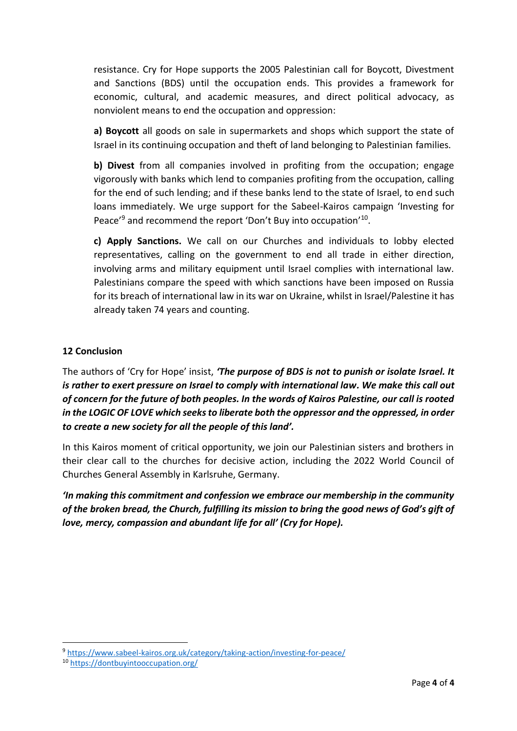resistance. Cry for Hope supports the 2005 Palestinian call for Boycott, Divestment and Sanctions (BDS) until the occupation ends. This provides a framework for economic, cultural, and academic measures, and direct political advocacy, as nonviolent means to end the occupation and oppression:

**a) Boycott** all goods on sale in supermarkets and shops which support the state of Israel in its continuing occupation and theft of land belonging to Palestinian families.

**b) Divest** from all companies involved in profiting from the occupation; engage vigorously with banks which lend to companies profiting from the occupation, calling for the end of such lending; and if these banks lend to the state of Israel, to end such loans immediately. We urge support for the Sabeel-Kairos campaign 'Investing for Peace'[9] and recommend the report 'Don't Buy into occupation'[10].

**c) Apply Sanctions.** We call on our Churches and individuals to lobby elected representatives, calling on the government to end all trade in either direction, involving arms and military equipment until Israel complies with international law. Palestinians compare the speed with which sanctions have been imposed on Russia for its breach of international law in its war on Ukraine, whilst in Israel/Palestine it has already taken 74 years and counting.

## 12 Conclusion

The authors of 'Cry for Hope' insist, ***'The purpose of BDS is not to punish or isolate Israel. It is rather to exert pressure on Israel to comply with international law. We make this call out of concern for the future of both peoples. In the words of Kairos Palestine, our call is rooted in the LOGIC OF LOVE which seeks to liberate both the oppressor and the oppressed, in order to create a new society for all the people of this land'.***

In this Kairos moment of critical opportunity, we join our Palestinian sisters and brothers in their clear call to the churches for decisive action, including the 2022 World Council of Churches General Assembly in Karlsruhe, Germany.

***'In making this commitment and confession we embrace our membership in the community of the broken bread, the Church, fulfilling its mission to bring the good news of God's gift of love, mercy, compassion and abundant life for all' (Cry for Hope).***

[9] https://www.sabeel-kairos.org.uk/category/taking-action/investing-for-peace/

[10] https://dontbuyintooccupation.org/